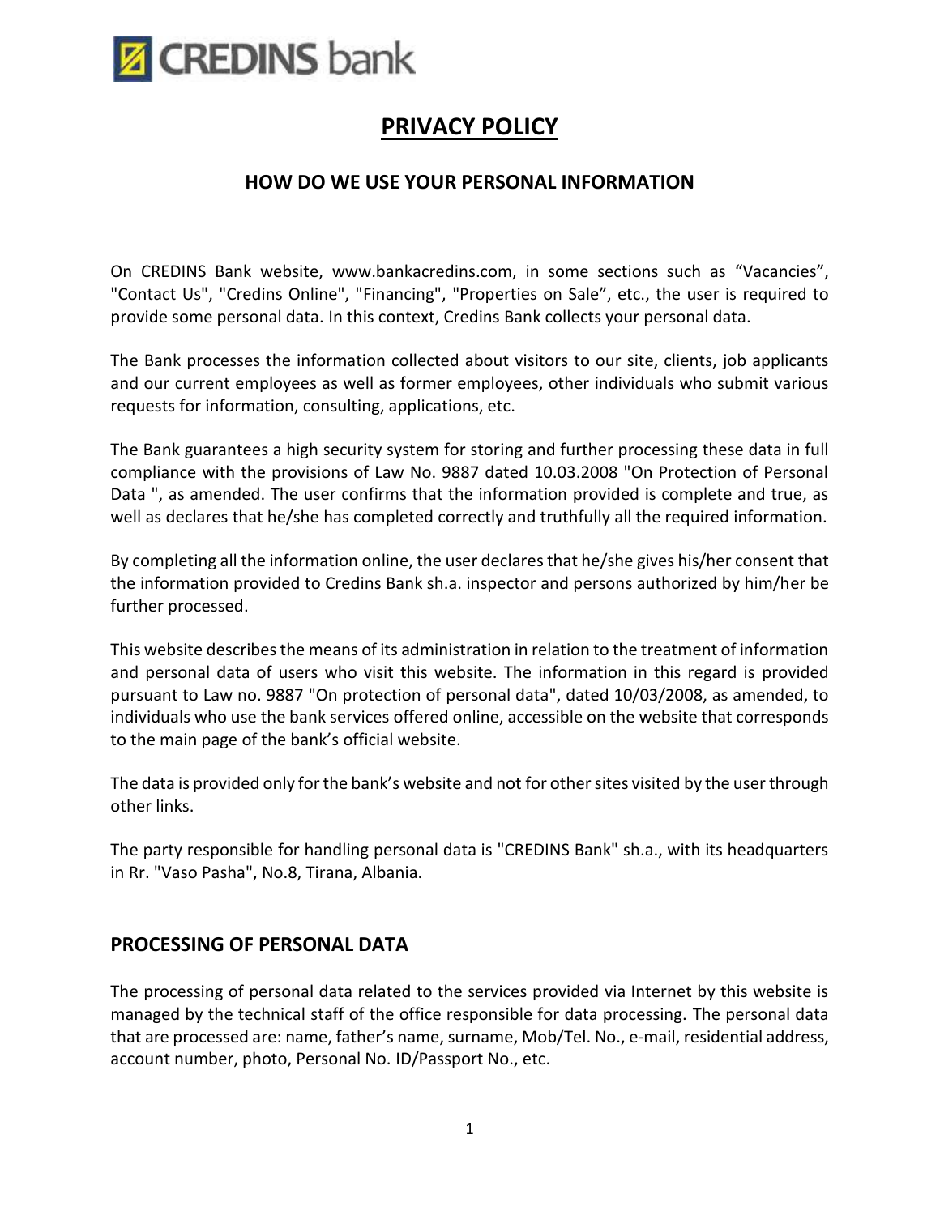CREDINS bank

# PRIVACY POLICY

## HOW DO WE USE YOUR PERSONAL INFORMATION

On CREDINS Bank website, www.bankacredins.com, in some sections such as "Vacancies", "Contact Us", "Credins Online", "Financing", "Properties on Sale", etc., the user is required to provide some personal data. In this context, Credins Bank collects your personal data.

The Bank processes the information collected about visitors to our site, clients, job applicants and our current employees as well as former employees, other individuals who submit various requests for information, consulting, applications, etc.

The Bank guarantees a high security system for storing and further processing these data in full compliance with the provisions of Law No. 9887 dated 10.03.2008 "On Protection of Personal Data ", as amended. The user confirms that the information provided is complete and true, as well as declares that he/she has completed correctly and truthfully all the required information.

By completing all the information online, the user declares that he/she gives his/her consent that the information provided to Credins Bank sh.a. inspector and persons authorized by him/her be further processed.

This website describes the means of its administration in relation to the treatment of information and personal data of users who visit this website. The information in this regard is provided pursuant to Law no. 9887 "On protection of personal data", dated 10/03/2008, as amended, to individuals who use the bank services offered online, accessible on the website that corresponds to the main page of the bank's official website.

The data is provided only for the bank's website and not for other sites visited by the user through other links.

The party responsible for handling personal data is "CREDINS Bank" sh.a., with its headquarters in Rr. "Vaso Pasha", No.8, Tirana, Albania.

### PROCESSING OF PERSONAL DATA

The processing of personal data related to the services provided via Internet by this website is managed by the technical staff of the office responsible for data processing. The personal data that are processed are: name, father's name, surname, Mob/Tel. No., e-mail, residential address, account number, photo, Personal No. ID/Passport No., etc.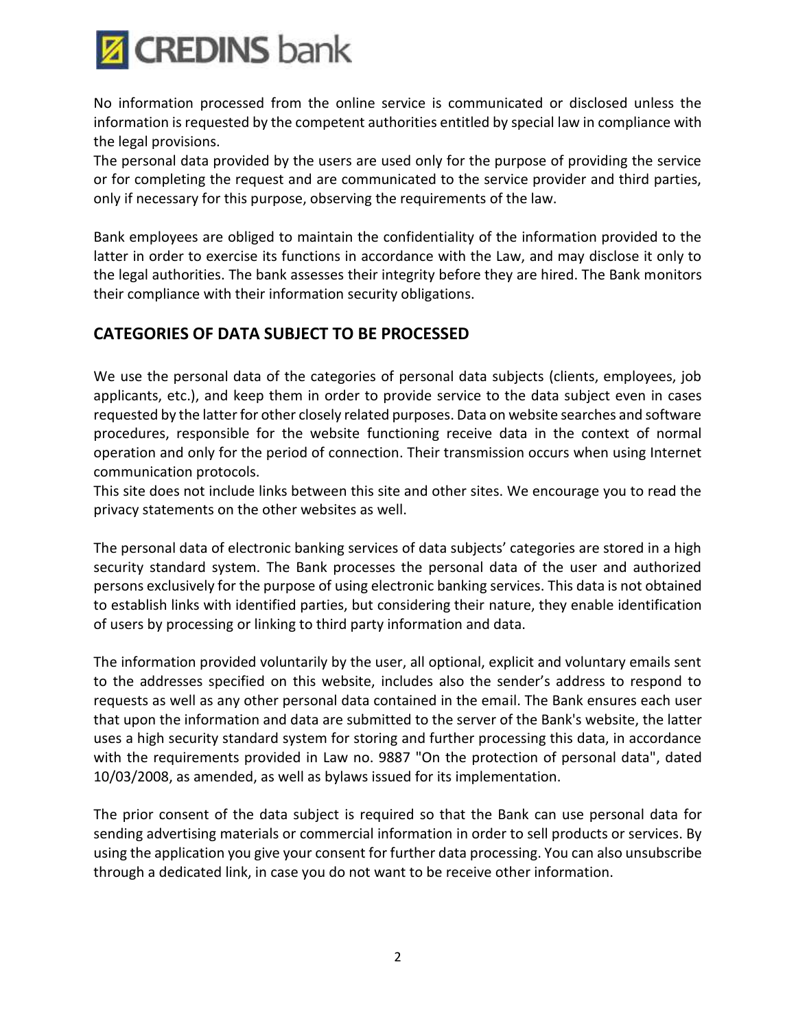No information processed from the online service is communicated or disclosed unless the information is requested by the competent authorities entitled by special law in compliance with the legal provisions.

The personal data provided by the users are used only for the purpose of providing the service or for completing the request and are communicated to the service provider and third parties, only if necessary for this purpose, observing the requirements of the law.

Bank employees are obliged to maintain the confidentiality of the information provided to the latter in order to exercise its functions in accordance with the Law, and may disclose it only to the legal authorities. The bank assesses their integrity before they are hired. The Bank monitors their compliance with their information security obligations.

## CATEGORIES OF DATA SUBJECT TO BE PROCESSED

We use the personal data of the categories of personal data subjects (clients, employees, job applicants, etc.), and keep them in order to provide service to the data subject even in cases requested by the latter for other closely related purposes. Data on website searches and software procedures, responsible for the website functioning receive data in the context of normal operation and only for the period of connection. Their transmission occurs when using Internet communication protocols.

This site does not include links between this site and other sites. We encourage you to read the privacy statements on the other websites as well.

The personal data of electronic banking services of data subjects' categories are stored in a high security standard system. The Bank processes the personal data of the user and authorized persons exclusively for the purpose of using electronic banking services. This data is not obtained to establish links with identified parties, but considering their nature, they enable identification of users by processing or linking to third party information and data.

The information provided voluntarily by the user, all optional, explicit and voluntary emails sent to the addresses specified on this website, includes also the sender's address to respond to requests as well as any other personal data contained in the email. The Bank ensures each user that upon the information and data are submitted to the server of the Bank's website, the latter uses a high security standard system for storing and further processing this data, in accordance with the requirements provided in Law no. 9887 "On the protection of personal data", dated 10/03/2008, as amended, as well as bylaws issued for its implementation.

The prior consent of the data subject is required so that the Bank can use personal data for sending advertising materials or commercial information in order to sell products or services. By using the application you give your consent for further data processing. You can also unsubscribe through a dedicated link, in case you do not want to be receive other information.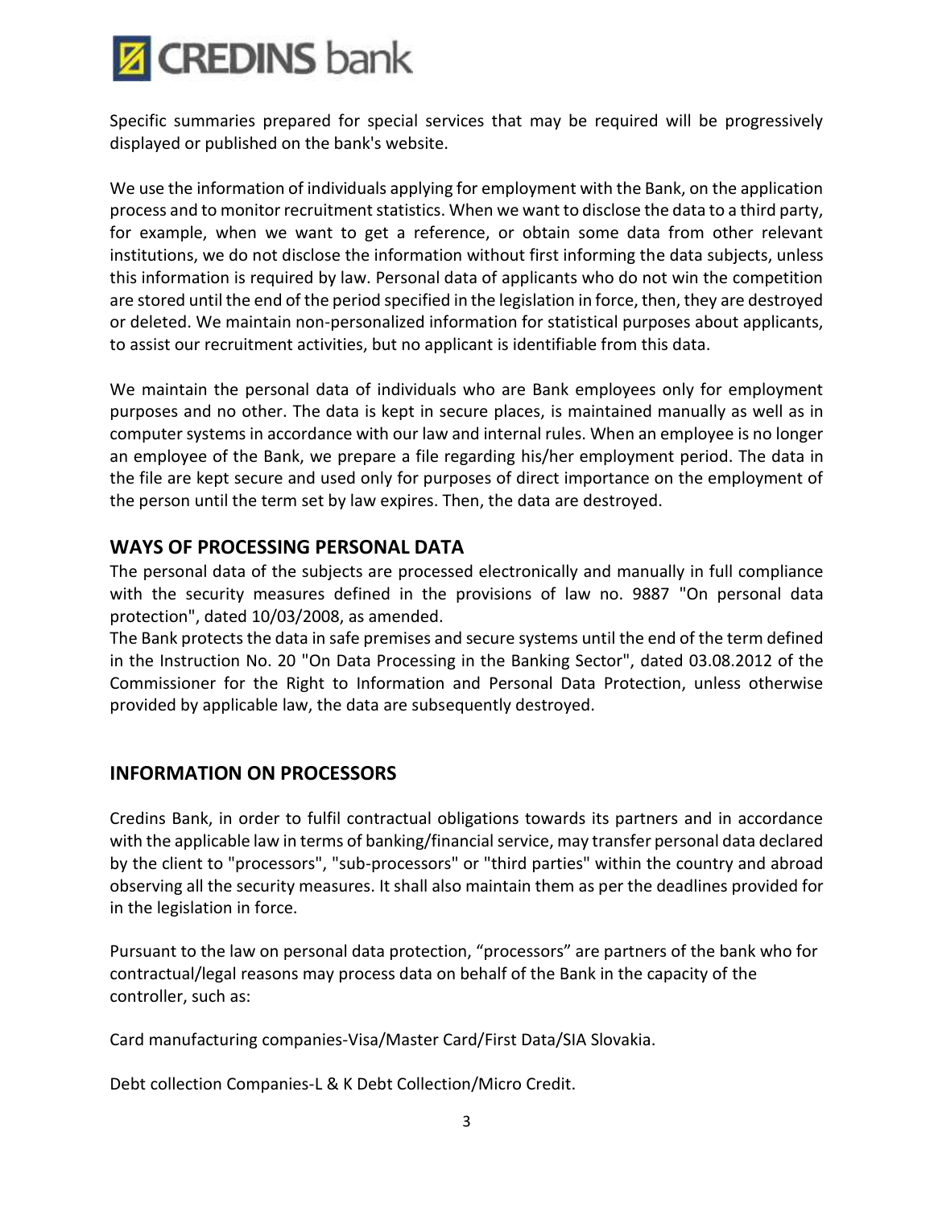Specific summaries prepared for special services that may be required will be progressively displayed or published on the bank's website.

We use the information of individuals applying for employment with the Bank, on the application process and to monitor recruitment statistics. When we want to disclose the data to a third party, for example, when we want to get a reference, or obtain some data from other relevant institutions, we do not disclose the information without first informing the data subjects, unless this information is required by law. Personal data of applicants who do not win the competition are stored until the end of the period specified in the legislation in force, then, they are destroyed or deleted. We maintain non-personalized information for statistical purposes about applicants, to assist our recruitment activities, but no applicant is identifiable from this data.

We maintain the personal data of individuals who are Bank employees only for employment purposes and no other. The data is kept in secure places, is maintained manually as well as in computer systems in accordance with our law and internal rules. When an employee is no longer an employee of the Bank, we prepare a file regarding his/her employment period. The data in the file are kept secure and used only for purposes of direct importance on the employment of the person until the term set by law expires. Then, the data are destroyed.

## WAYS OF PROCESSING PERSONAL DATA

The personal data of the subjects are processed electronically and manually in full compliance with the security measures defined in the provisions of law no. 9887 "On personal data protection", dated 10/03/2008, as amended.

The Bank protects the data in safe premises and secure systems until the end of the term defined in the Instruction No. 20 "On Data Processing in the Banking Sector", dated 03.08.2012 of the Commissioner for the Right to Information and Personal Data Protection, unless otherwise provided by applicable law, the data are subsequently destroyed.

## INFORMATION ON PROCESSORS

Credins Bank, in order to fulfil contractual obligations towards its partners and in accordance with the applicable law in terms of banking/financial service, may transfer personal data declared by the client to "processors", "sub-processors" or "third parties" within the country and abroad observing all the security measures. It shall also maintain them as per the deadlines provided for in the legislation in force.

Pursuant to the law on personal data protection, “processors” are partners of the bank who for contractual/legal reasons may process data on behalf of the Bank in the capacity of the controller, such as:

Card manufacturing companies-Visa/Master Card/First Data/SIA Slovakia.

Debt collection Companies-L & K Debt Collection/Micro Credit.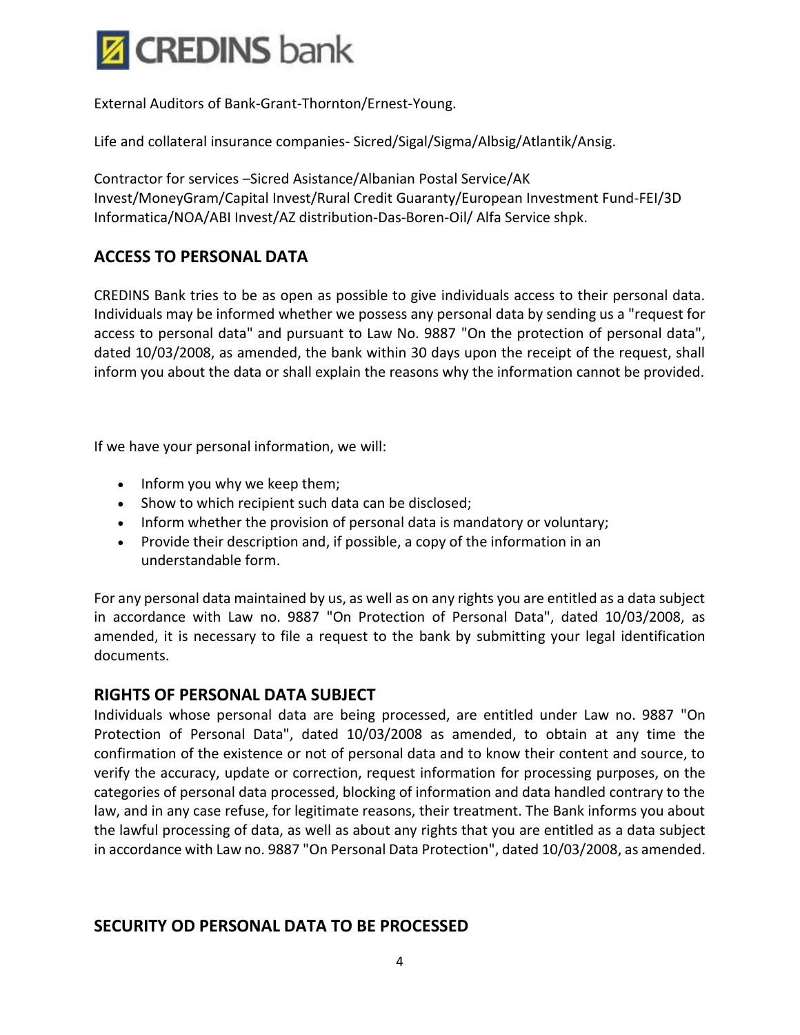External Auditors of Bank-Grant-Thornton/Ernest-Young.

Life and collateral insurance companies- Sicred/Sigal/Sigma/Albsig/Atlantik/Ansig.

Contractor for services –Sicred Asistance/Albanian Postal Service/AK Invest/MoneyGram/Capital Invest/Rural Credit Guaranty/European Investment Fund-FEI/3D Informatica/NOA/ABI Invest/AZ distribution-Das-Boren-Oil/ Alfa Service shpk.

## ACCESS TO PERSONAL DATA

CREDINS Bank tries to be as open as possible to give individuals access to their personal data. Individuals may be informed whether we possess any personal data by sending us a "request for access to personal data" and pursuant to Law No. 9887 "On the protection of personal data", dated 10/03/2008, as amended, the bank within 30 days upon the receipt of the request, shall inform you about the data or shall explain the reasons why the information cannot be provided.

If we have your personal information, we will:

- Inform you why we keep them;
- Show to which recipient such data can be disclosed;
- Inform whether the provision of personal data is mandatory or voluntary;
- Provide their description and, if possible, a copy of the information in an understandable form.

For any personal data maintained by us, as well as on any rights you are entitled as a data subject in accordance with Law no. 9887 "On Protection of Personal Data", dated 10/03/2008, as amended, it is necessary to file a request to the bank by submitting your legal identification documents.

## RIGHTS OF PERSONAL DATA SUBJECT

Individuals whose personal data are being processed, are entitled under Law no. 9887 "On Protection of Personal Data", dated 10/03/2008 as amended, to obtain at any time the confirmation of the existence or not of personal data and to know their content and source, to verify the accuracy, update or correction, request information for processing purposes, on the categories of personal data processed, blocking of information and data handled contrary to the law, and in any case refuse, for legitimate reasons, their treatment. The Bank informs you about the lawful processing of data, as well as about any rights that you are entitled as a data subject in accordance with Law no. 9887 "On Personal Data Protection", dated 10/03/2008, as amended.

## SECURITY OD PERSONAL DATA TO BE PROCESSED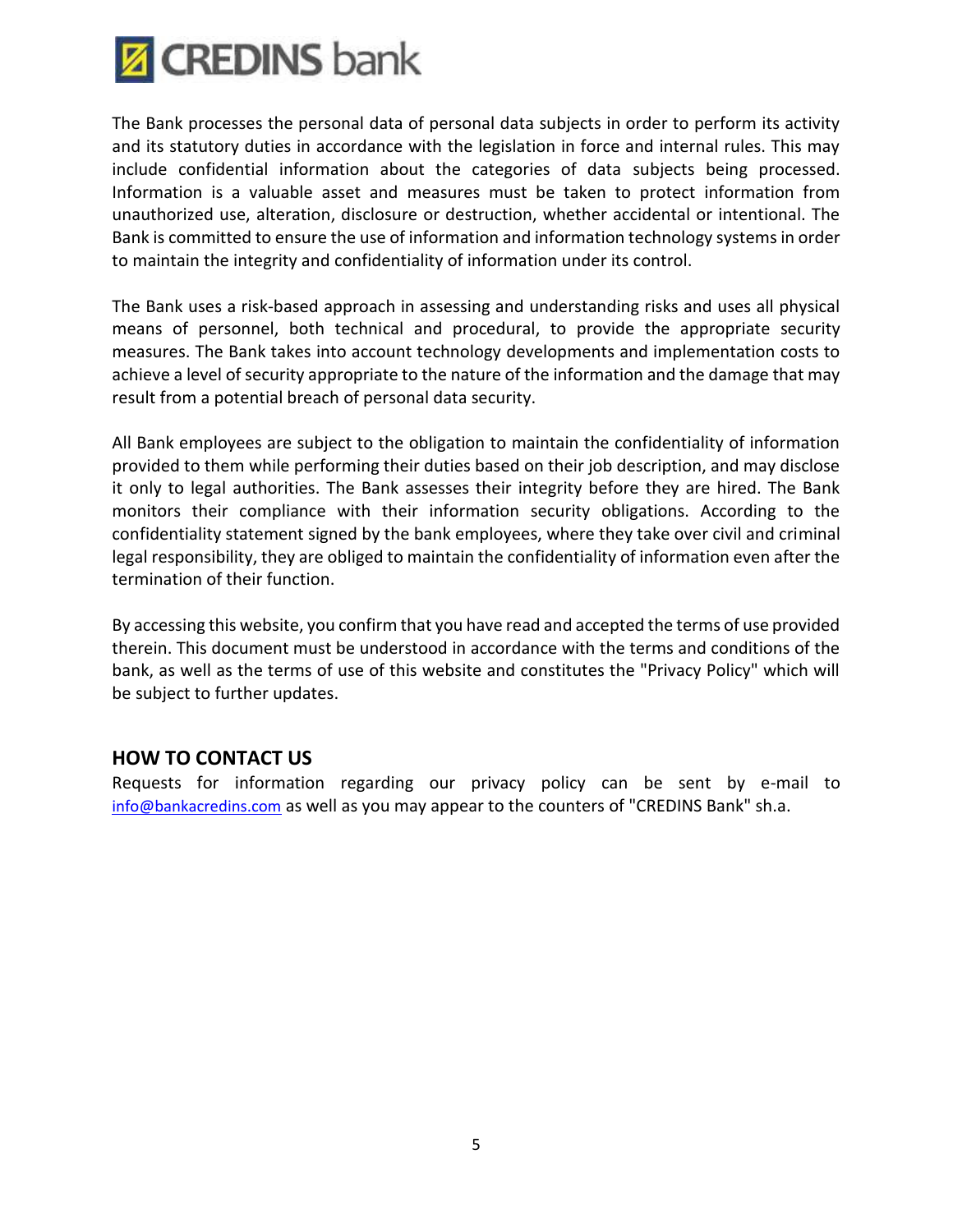The Bank processes the personal data of personal data subjects in order to perform its activity and its statutory duties in accordance with the legislation in force and internal rules. This may include confidential information about the categories of data subjects being processed. Information is a valuable asset and measures must be taken to protect information from unauthorized use, alteration, disclosure or destruction, whether accidental or intentional. The Bank is committed to ensure the use of information and information technology systems in order to maintain the integrity and confidentiality of information under its control.

The Bank uses a risk-based approach in assessing and understanding risks and uses all physical means of personnel, both technical and procedural, to provide the appropriate security measures. The Bank takes into account technology developments and implementation costs to achieve a level of security appropriate to the nature of the information and the damage that may result from a potential breach of personal data security.

All Bank employees are subject to the obligation to maintain the confidentiality of information provided to them while performing their duties based on their job description, and may disclose it only to legal authorities. The Bank assesses their integrity before they are hired. The Bank monitors their compliance with their information security obligations. According to the confidentiality statement signed by the bank employees, where they take over civil and criminal legal responsibility, they are obliged to maintain the confidentiality of information even after the termination of their function.

By accessing this website, you confirm that you have read and accepted the terms of use provided therein. This document must be understood in accordance with the terms and conditions of the bank, as well as the terms of use of this website and constitutes the "Privacy Policy" which will be subject to further updates.

## HOW TO CONTACT US

Requests for information regarding our privacy policy can be sent by e-mail to info@bankacredins.com as well as you may appear to the counters of "CREDINS Bank" sh.a.